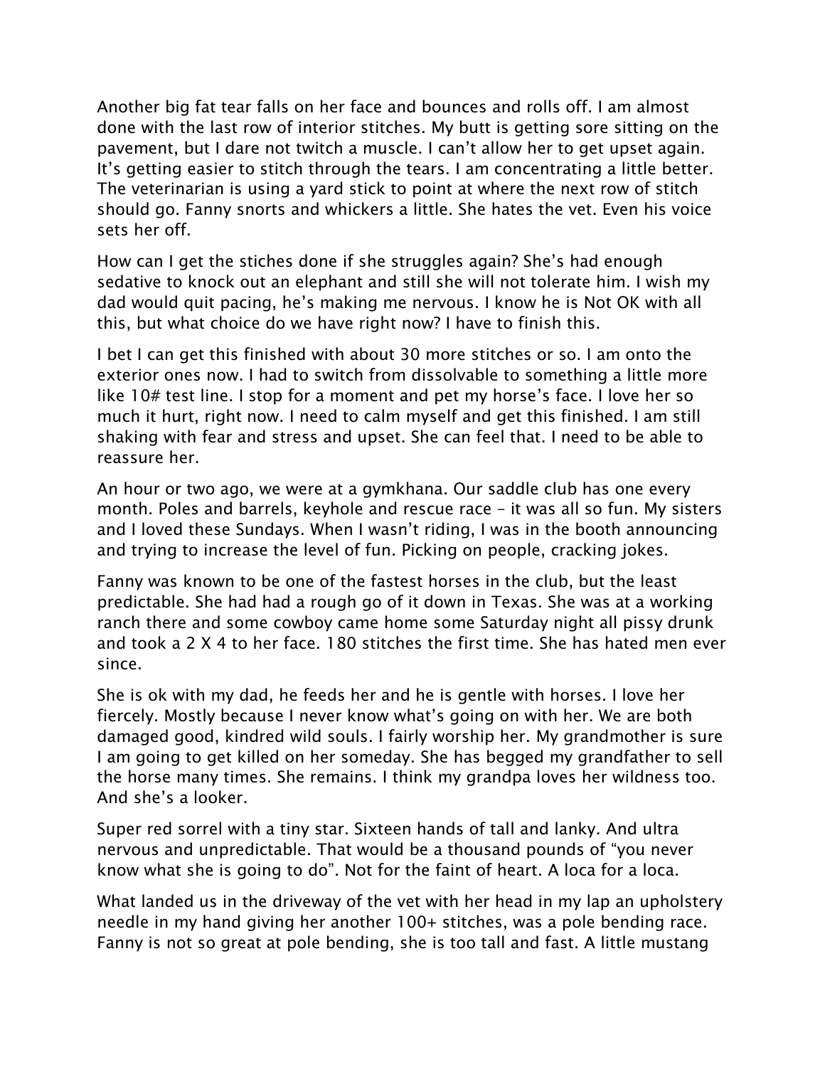Another big fat tear falls on her face and bounces and rolls off. I am almost done with the last row of interior stitches. My butt is getting sore sitting on the pavement, but I dare not twitch a muscle. I can't allow her to get upset again. It's getting easier to stitch through the tears. I am concentrating a little better. The veterinarian is using a yard stick to point at where the next row of stitch should go. Fanny snorts and whickers a little. She hates the vet. Even his voice sets her off.

How can I get the stiches done if she struggles again? She's had enough sedative to knock out an elephant and still she will not tolerate him. I wish my dad would quit pacing, he's making me nervous. I know he is Not OK with all this, but what choice do we have right now? I have to finish this.

I bet I can get this finished with about 30 more stitches or so. I am onto the exterior ones now. I had to switch from dissolvable to something a little more like 10# test line. I stop for a moment and pet my horse's face. I love her so much it hurt, right now. I need to calm myself and get this finished. I am still shaking with fear and stress and upset. She can feel that. I need to be able to reassure her.

An hour or two ago, we were at a gymkhana. Our saddle club has one every month. Poles and barrels, keyhole and rescue race – it was all so fun. My sisters and I loved these Sundays. When I wasn't riding, I was in the booth announcing and trying to increase the level of fun. Picking on people, cracking jokes.

Fanny was known to be one of the fastest horses in the club, but the least predictable. She had had a rough go of it down in Texas. She was at a working ranch there and some cowboy came home some Saturday night all pissy drunk and took a 2 X 4 to her face. 180 stitches the first time. She has hated men ever since.

She is ok with my dad, he feeds her and he is gentle with horses. I love her fiercely. Mostly because I never know what's going on with her. We are both damaged good, kindred wild souls. I fairly worship her. My grandmother is sure I am going to get killed on her someday. She has begged my grandfather to sell the horse many times. She remains. I think my grandpa loves her wildness too. And she's a looker.

Super red sorrel with a tiny star. Sixteen hands of tall and lanky. And ultra nervous and unpredictable. That would be a thousand pounds of "you never know what she is going to do". Not for the faint of heart. A loca for a loca.

What landed us in the driveway of the vet with her head in my lap an upholstery needle in my hand giving her another 100+ stitches, was a pole bending race. Fanny is not so great at pole bending, she is too tall and fast. A little mustang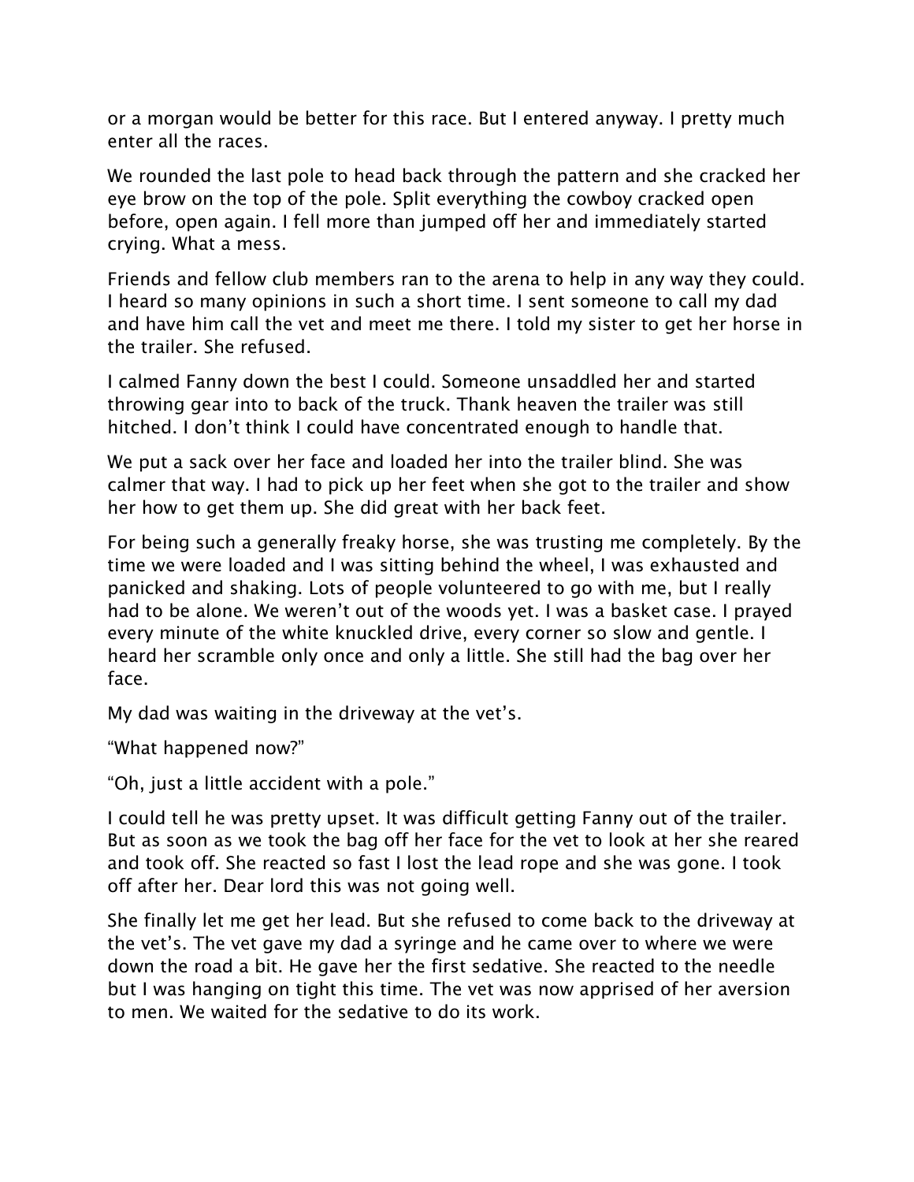or a morgan would be better for this race. But I entered anyway. I pretty much enter all the races.

We rounded the last pole to head back through the pattern and she cracked her eye brow on the top of the pole. Split everything the cowboy cracked open before, open again. I fell more than jumped off her and immediately started crying. What a mess.

Friends and fellow club members ran to the arena to help in any way they could. I heard so many opinions in such a short time. I sent someone to call my dad and have him call the vet and meet me there. I told my sister to get her horse in the trailer. She refused.

I calmed Fanny down the best I could. Someone unsaddled her and started throwing gear into to back of the truck. Thank heaven the trailer was still hitched. I don't think I could have concentrated enough to handle that.

We put a sack over her face and loaded her into the trailer blind. She was calmer that way. I had to pick up her feet when she got to the trailer and show her how to get them up. She did great with her back feet.

For being such a generally freaky horse, she was trusting me completely. By the time we were loaded and I was sitting behind the wheel, I was exhausted and panicked and shaking. Lots of people volunteered to go with me, but I really had to be alone. We weren't out of the woods yet. I was a basket case. I prayed every minute of the white knuckled drive, every corner so slow and gentle. I heard her scramble only once and only a little. She still had the bag over her face.

My dad was waiting in the driveway at the vet's.

"What happened now?"

"Oh, just a little accident with a pole."

I could tell he was pretty upset. It was difficult getting Fanny out of the trailer. But as soon as we took the bag off her face for the vet to look at her she reared and took off. She reacted so fast I lost the lead rope and she was gone. I took off after her. Dear lord this was not going well.

She finally let me get her lead. But she refused to come back to the driveway at the vet's. The vet gave my dad a syringe and he came over to where we were down the road a bit. He gave her the first sedative. She reacted to the needle but I was hanging on tight this time. The vet was now apprised of her aversion to men. We waited for the sedative to do its work.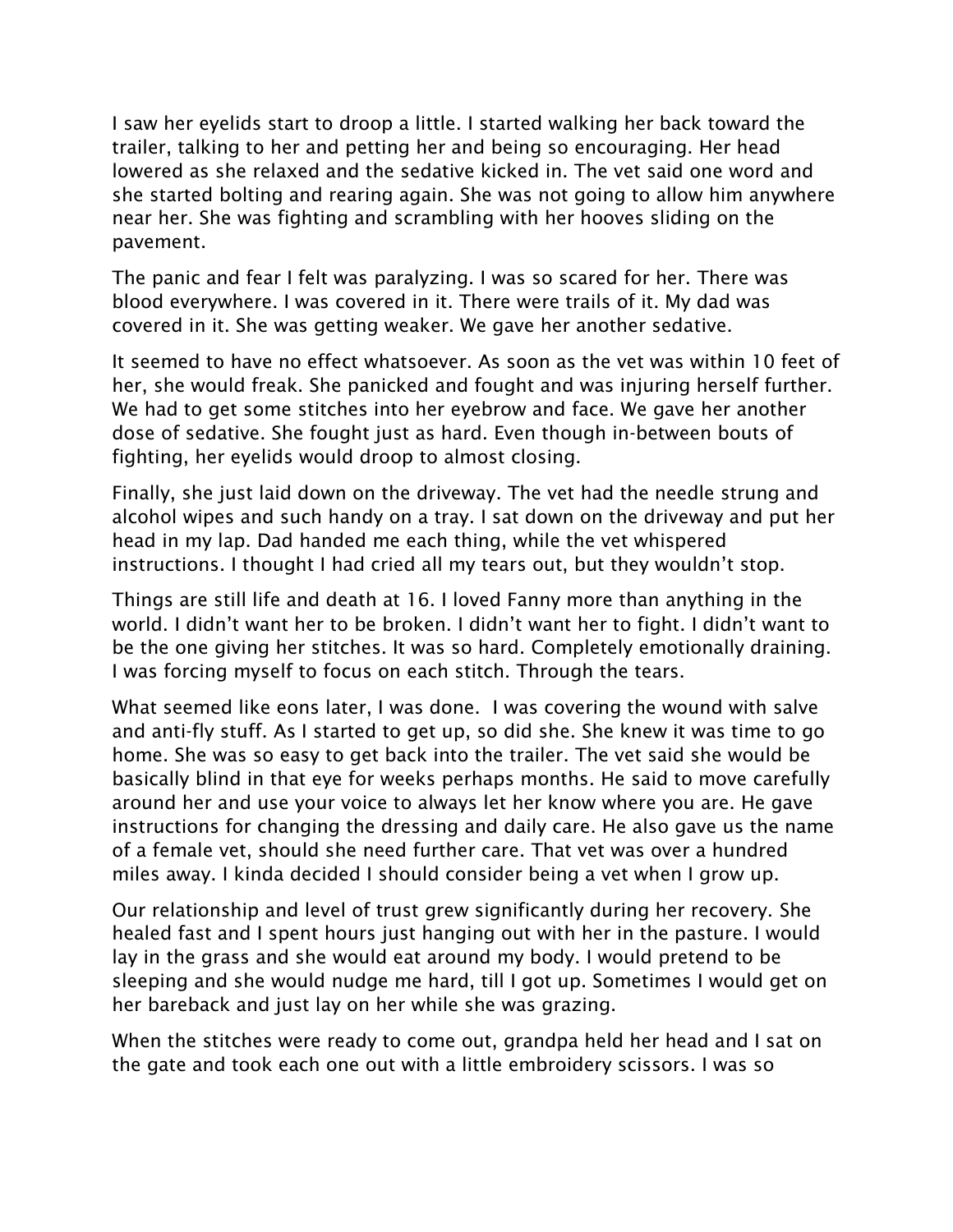I saw her eyelids start to droop a little. I started walking her back toward the trailer, talking to her and petting her and being so encouraging. Her head lowered as she relaxed and the sedative kicked in. The vet said one word and she started bolting and rearing again. She was not going to allow him anywhere near her. She was fighting and scrambling with her hooves sliding on the pavement.

The panic and fear I felt was paralyzing. I was so scared for her. There was blood everywhere. I was covered in it. There were trails of it. My dad was covered in it. She was getting weaker. We gave her another sedative.

It seemed to have no effect whatsoever. As soon as the vet was within 10 feet of her, she would freak. She panicked and fought and was injuring herself further. We had to get some stitches into her eyebrow and face. We gave her another dose of sedative. She fought just as hard. Even though in-between bouts of fighting, her eyelids would droop to almost closing.

Finally, she just laid down on the driveway. The vet had the needle strung and alcohol wipes and such handy on a tray. I sat down on the driveway and put her head in my lap. Dad handed me each thing, while the vet whispered instructions. I thought I had cried all my tears out, but they wouldn't stop.

Things are still life and death at 16. I loved Fanny more than anything in the world. I didn't want her to be broken. I didn't want her to fight. I didn't want to be the one giving her stitches. It was so hard. Completely emotionally draining. I was forcing myself to focus on each stitch. Through the tears.

What seemed like eons later, I was done. I was covering the wound with salve and anti-fly stuff. As I started to get up, so did she. She knew it was time to go home. She was so easy to get back into the trailer. The vet said she would be basically blind in that eye for weeks perhaps months. He said to move carefully around her and use your voice to always let her know where you are. He gave instructions for changing the dressing and daily care. He also gave us the name of a female vet, should she need further care. That vet was over a hundred miles away. I kinda decided I should consider being a vet when I grow up.

Our relationship and level of trust grew significantly during her recovery. She healed fast and I spent hours just hanging out with her in the pasture. I would lay in the grass and she would eat around my body. I would pretend to be sleeping and she would nudge me hard, till I got up. Sometimes I would get on her bareback and just lay on her while she was grazing.

When the stitches were ready to come out, grandpa held her head and I sat on the gate and took each one out with a little embroidery scissors. I was so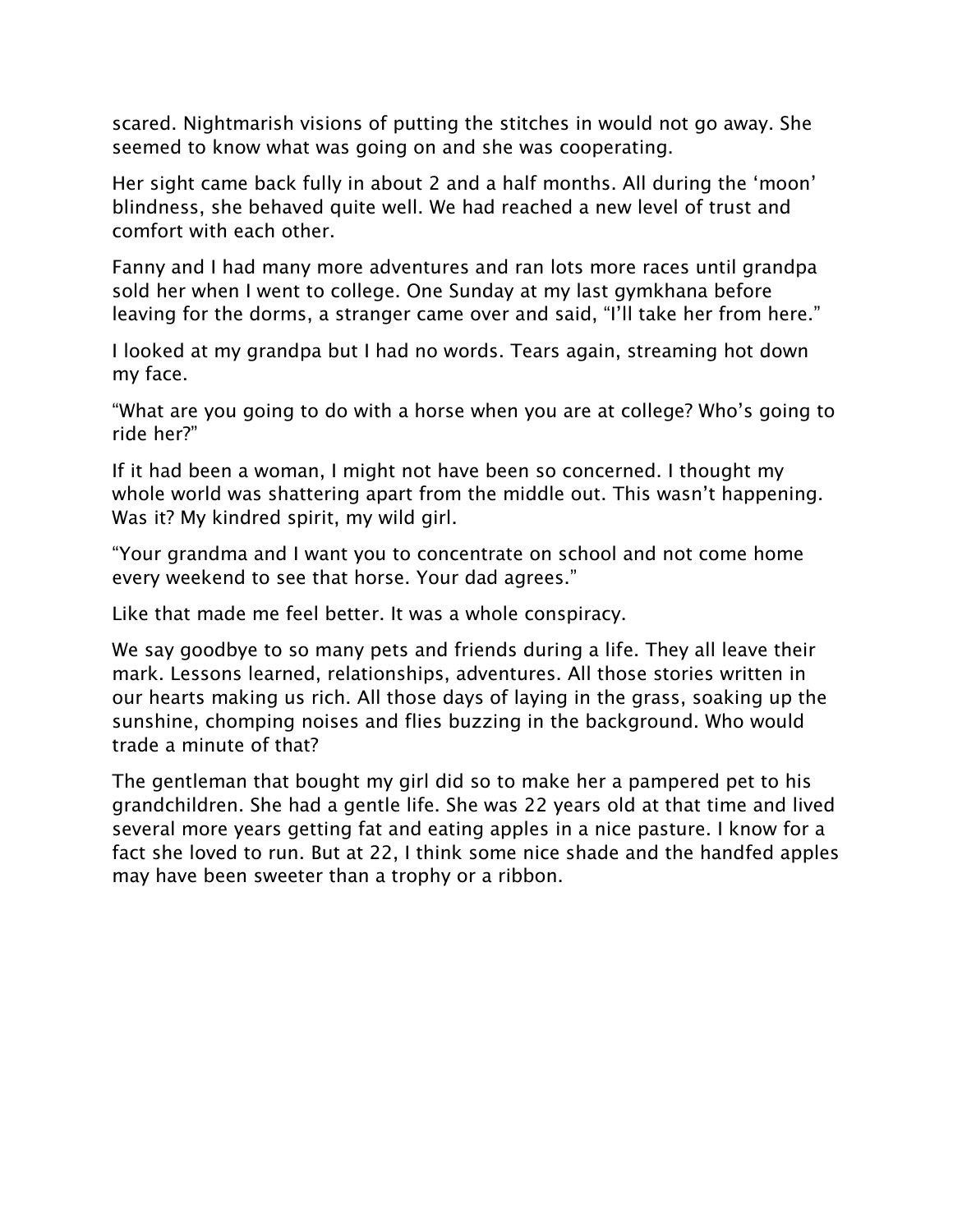scared. Nightmarish visions of putting the stitches in would not go away. She seemed to know what was going on and she was cooperating.

Her sight came back fully in about 2 and a half months. All during the 'moon' blindness, she behaved quite well. We had reached a new level of trust and comfort with each other.

Fanny and I had many more adventures and ran lots more races until grandpa sold her when I went to college. One Sunday at my last gymkhana before leaving for the dorms, a stranger came over and said, "I'll take her from here."

I looked at my grandpa but I had no words. Tears again, streaming hot down my face.

"What are you going to do with a horse when you are at college? Who's going to ride her?"

If it had been a woman, I might not have been so concerned. I thought my whole world was shattering apart from the middle out. This wasn't happening. Was it? My kindred spirit, my wild girl.

"Your grandma and I want you to concentrate on school and not come home every weekend to see that horse. Your dad agrees."

Like that made me feel better. It was a whole conspiracy.

We say goodbye to so many pets and friends during a life. They all leave their mark. Lessons learned, relationships, adventures. All those stories written in our hearts making us rich. All those days of laying in the grass, soaking up the sunshine, chomping noises and flies buzzing in the background. Who would trade a minute of that?

The gentleman that bought my girl did so to make her a pampered pet to his grandchildren. She had a gentle life. She was 22 years old at that time and lived several more years getting fat and eating apples in a nice pasture. I know for a fact she loved to run. But at 22, I think some nice shade and the handfed apples may have been sweeter than a trophy or a ribbon.